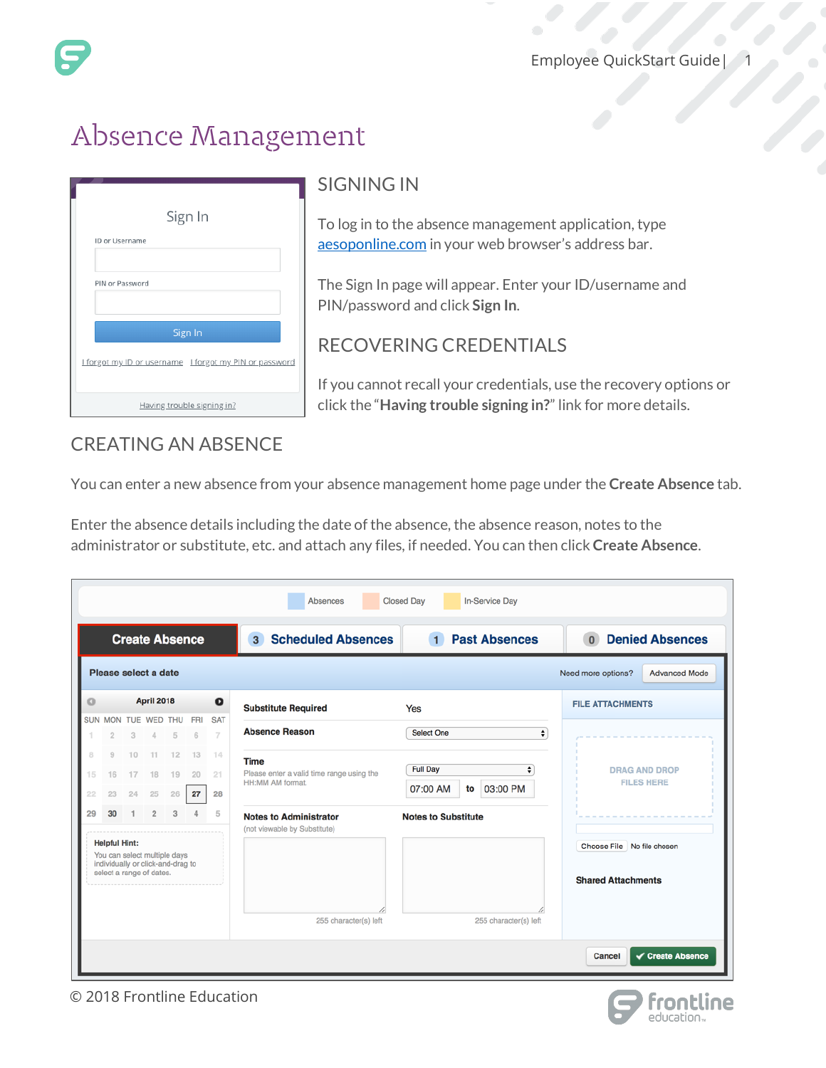# Absence Management

## SIGNING IN

To log in to the absence management application, type aesoponline.com in your web browser's address bar.

The Sign In page will appear. Enter your ID/username and PIN/password and click **Sign In**.

## RECOVERING CREDENTIALS

If you cannot recall your credentials, use the recovery options or click the "**Having trouble signing in?**" link for more details.

## CREATING AN ABSENCE

You can enter a new absence from your absence management home page under the **Create Absence** tab.

Enter the absence details including the date of the absence, the absence reason, notes to the administrator or substitute, etc. and attach any files, if needed. You can then click **Create Absence**.

© 2018 Frontline Education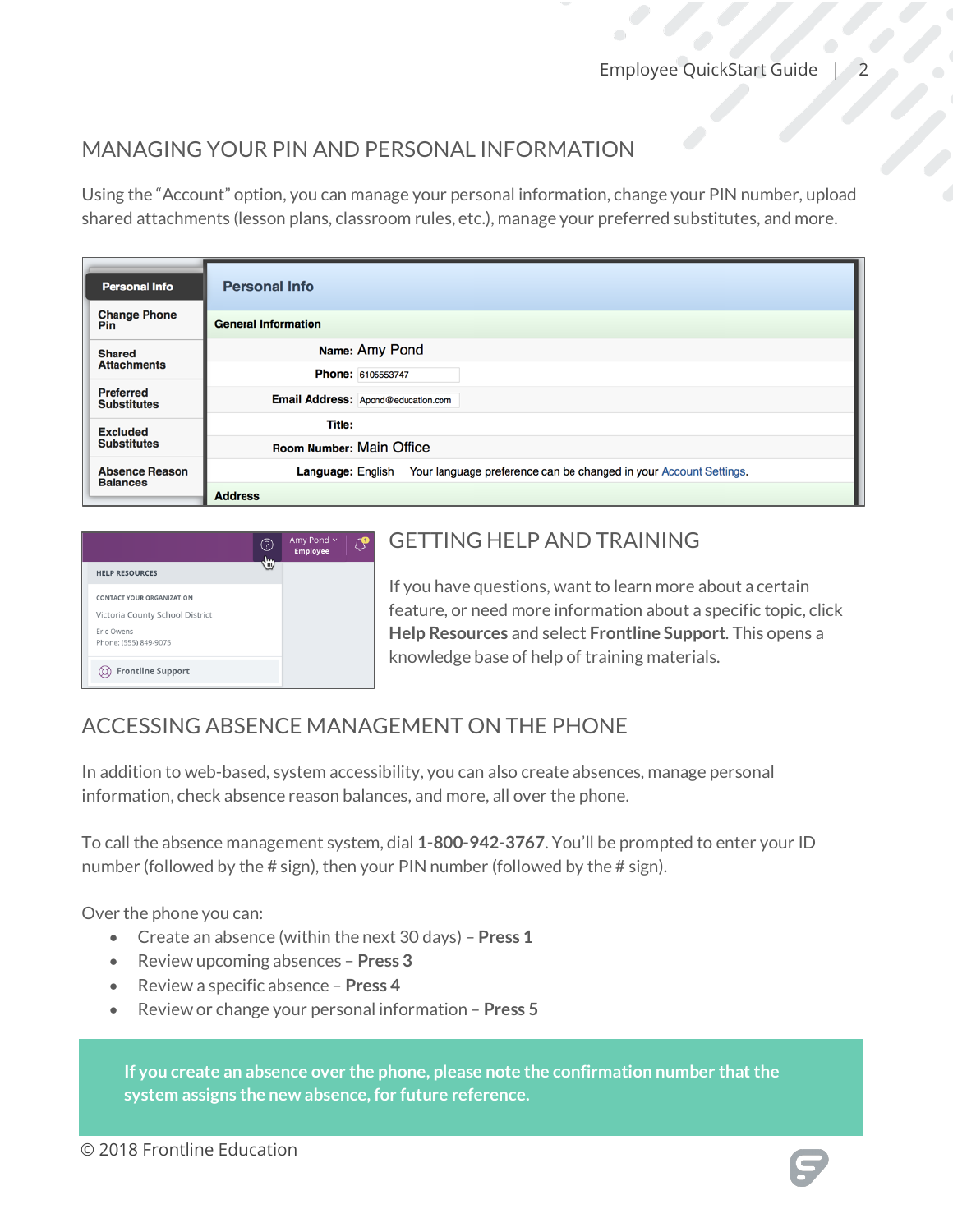## MANAGING YOUR PIN AND PERSONAL INFORMATION

Using the "Account" option, you can manage your personal information, change your PIN number, upload shared attachments (lesson plans, classroom rules, etc.), manage your preferred substitutes, and more.

## GETTING HELP AND TRAINING

If you have questions, want to learn more about a certain feature, or need more information about a specific topic, click **Help Resources** and select **Frontline Support**. This opens a knowledge base of help of training materials.

## ACCESSING ABSENCE MANAGEMENT ON THE PHONE

In addition to web-based, system accessibility, you can also create absences, manage personal information, check absence reason balances, and more, all over the phone.

To call the absence management system, dial **1-800-942-3767**. You'll be prompted to enter your ID number (followed by the # sign), then your PIN number (followed by the # sign).

Over the phone you can:

- Create an absence (within the next 30 days) – **Press 1**
- Review upcoming absences – **Press 3**
- Review a specific absence – **Press 4**
- Review or change your personal information – **Press 5**

**If you create an absence over the phone, please note the confirmation number that the system assigns the new absence, for future reference.**

© 2018 Frontline Education